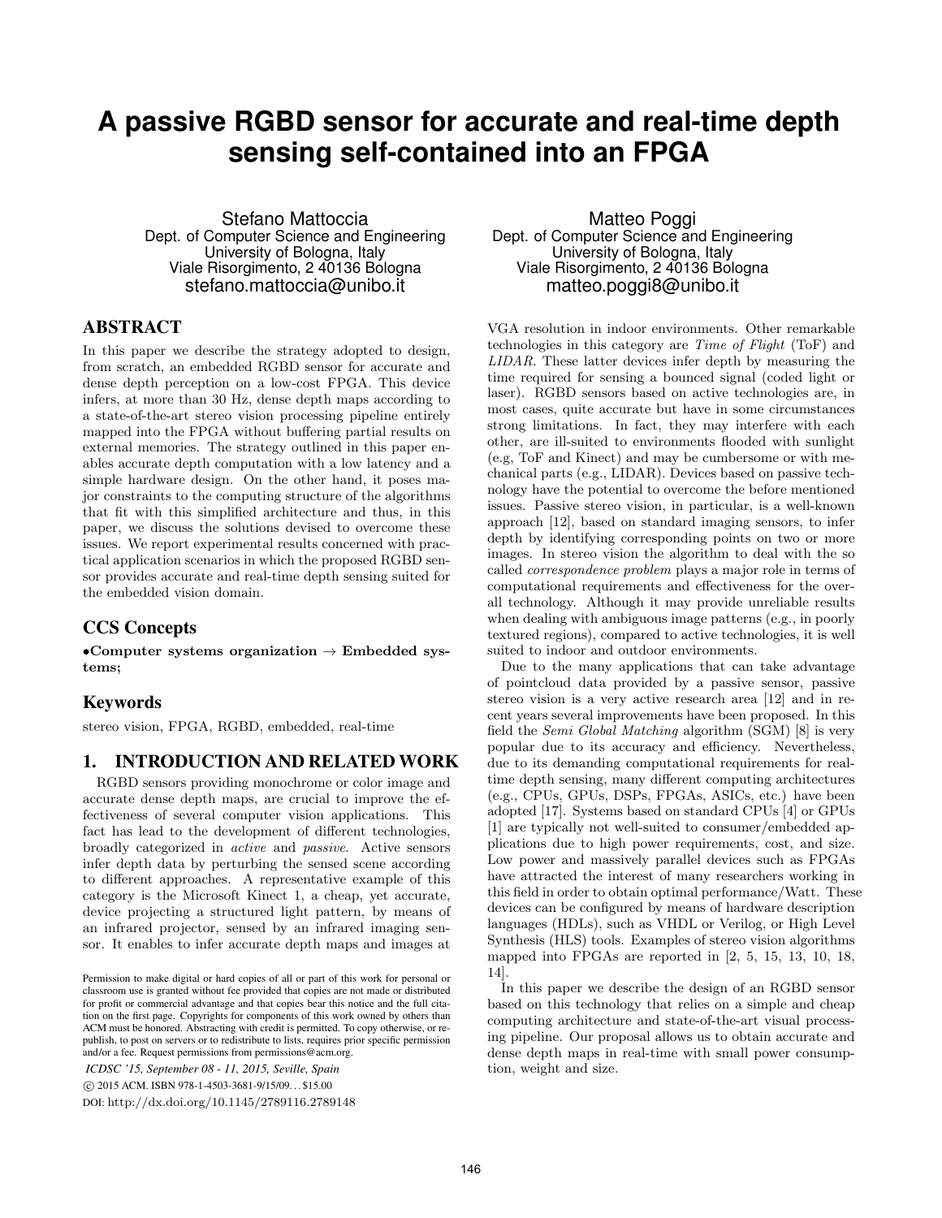# A passive RGBD sensor for accurate and real-time depth sensing self-contained into an FPGA

Stefano Mattoccia
Dept. of Computer Science and Engineering
University of Bologna, Italy
Viale Risorgimento, 2 40136 Bologna
stefano.mattoccia@unibo.it

Matteo Poggi
Dept. of Computer Science and Engineering
University of Bologna, Italy
Viale Risorgimento, 2 40136 Bologna
matteo.poggi8@unibo.it

## ABSTRACT

In this paper we describe the strategy adopted to design, from scratch, an embedded RGBD sensor for accurate and dense depth perception on a low-cost FPGA. This device infers, at more than 30 Hz, dense depth maps according to a state-of-the-art stereo vision processing pipeline entirely mapped into the FPGA without buffering partial results on external memories. The strategy outlined in this paper enables accurate depth computation with a low latency and a simple hardware design. On the other hand, it poses major constraints to the computing structure of the algorithms that fit with this simplified architecture and thus, in this paper, we discuss the solutions devised to overcome these issues. We report experimental results concerned with practical application scenarios in which the proposed RGBD sensor provides accurate and real-time depth sensing suited for the embedded vision domain.

## CCS Concepts

•**Computer systems organization** → **Embedded systems;**

## Keywords

stereo vision, FPGA, RGBD, embedded, real-time

## 1. INTRODUCTION AND RELATED WORK

RGBD sensors providing monochrome or color image and accurate dense depth maps, are crucial to improve the effectiveness of several computer vision applications. This fact has lead to the development of different technologies, broadly categorized in *active* and *passive*. Active sensors infer depth data by perturbing the sensed scene according to different approaches. A representative example of this category is the Microsoft Kinect 1, a cheap, yet accurate, device projecting a structured light pattern, by means of an infrared projector, sensed by an infrared imaging sensor. It enables to infer accurate depth maps and images at VGA resolution in indoor environments. Other remarkable technologies in this category are *Time of Flight* (ToF) and *LIDAR*. These latter devices infer depth by measuring the time required for sensing a bounced signal (coded light or laser). RGBD sensors based on active technologies are, in most cases, quite accurate but have in some circumstances strong limitations. In fact, they may interfere with each other, are ill-suited to environments flooded with sunlight (e.g, ToF and Kinect) and may be cumbersome or with mechanical parts (e.g., LIDAR). Devices based on passive technology have the potential to overcome the before mentioned issues. Passive stereo vision, in particular, is a well-known approach [12], based on standard imaging sensors, to infer depth by identifying corresponding points on two or more images. In stereo vision the algorithm to deal with the so called *correspondence problem* plays a major role in terms of computational requirements and effectiveness for the overall technology. Although it may provide unreliable results when dealing with ambiguous image patterns (e.g., in poorly textured regions), compared to active technologies, it is well suited to indoor and outdoor environments.

Due to the many applications that can take advantage of pointcloud data provided by a passive sensor, passive stereo vision is a very active research area [12] and in recent years several improvements have been proposed. In this field the *Semi Global Matching* algorithm (SGM) [8] is very popular due to its accuracy and efficiency. Nevertheless, due to its demanding computational requirements for real-time depth sensing, many different computing architectures (e.g., CPUs, GPUs, DSPs, FPGAs, ASICs, etc.) have been adopted [17]. Systems based on standard CPUs [4] or GPUs [1] are typically not well-suited to consumer/embedded applications due to high power requirements, cost, and size. Low power and massively parallel devices such as FPGAs have attracted the interest of many researchers working in this field in order to obtain optimal performance/Watt. These devices can be configured by means of hardware description languages (HDLs), such as VHDL or Verilog, or High Level Synthesis (HLS) tools. Examples of stereo vision algorithms mapped into FPGAs are reported in [2, 5, 15, 13, 10, 18, 14].

In this paper we describe the design of an RGBD sensor based on this technology that relies on a simple and cheap computing architecture and state-of-the-art visual processing pipeline. Our proposal allows us to obtain accurate and dense depth maps in real-time with small power consumption, weight and size.

Permission to make digital or hard copies of all or part of this work for personal or classroom use is granted without fee provided that copies are not made or distributed for profit or commercial advantage and that copies bear this notice and the full citation on the first page. Copyrights for components of this work owned by others than ACM must be honored. Abstracting with credit is permitted. To copy otherwise, or republish, to post on servers or to redistribute to lists, requires prior specific permission and/or a fee. Request permissions from permissions@acm.org.

*ICDSC '15, September 08 - 11, 2015, Seville, Spain*

© 2015 ACM. ISBN 978-1-4503-3681-9/15/09…$15.00

DOI: http://dx.doi.org/10.1145/2789116.2789148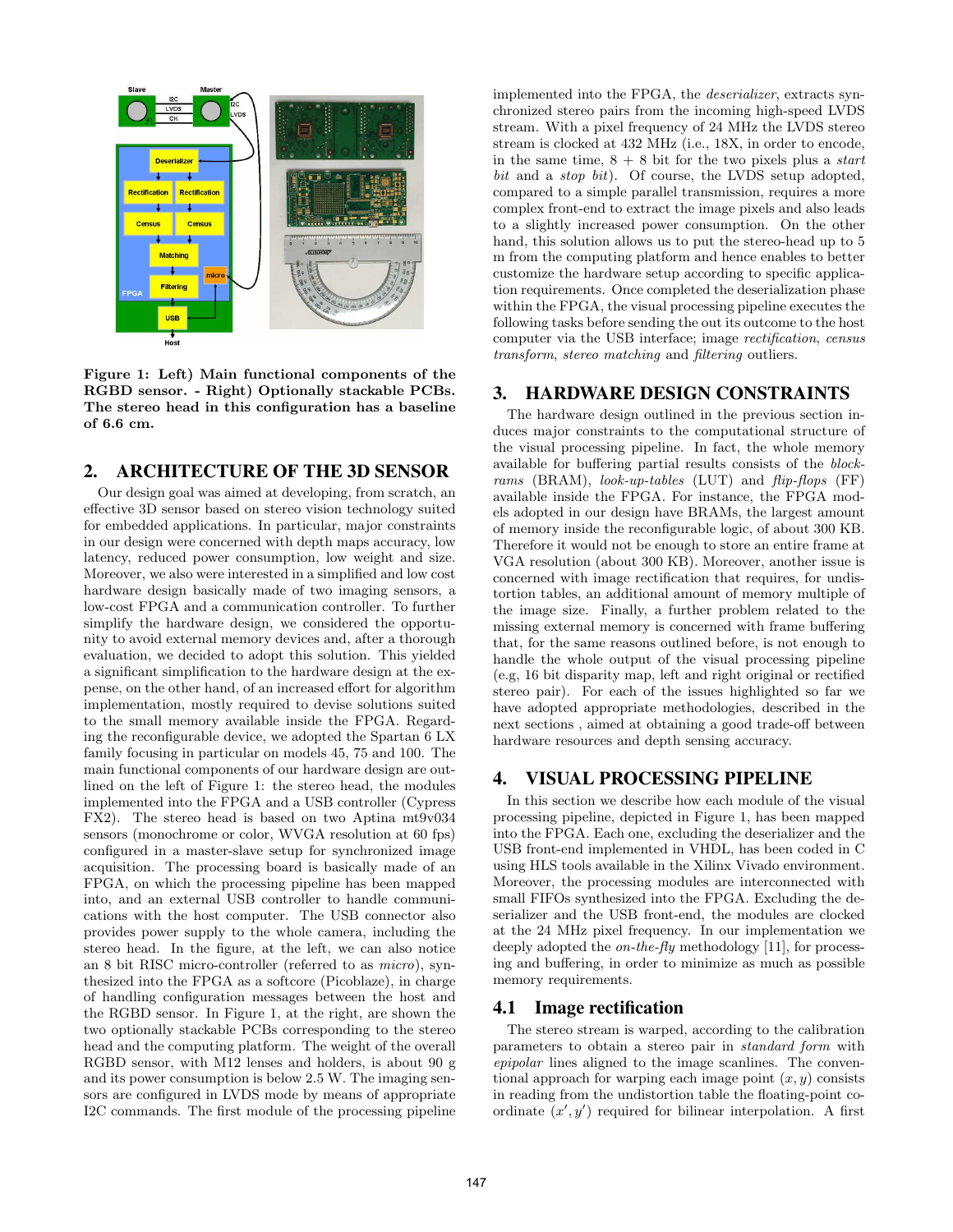**Figure 1: Left) Main functional components of the RGBD sensor. - Right) Optionally stackable PCBs. The stereo head in this configuration has a baseline of 6.6 cm.**

## 2. ARCHITECTURE OF THE 3D SENSOR

Our design goal was aimed at developing, from scratch, an effective 3D sensor based on stereo vision technology suited for embedded applications. In particular, major constraints in our design were concerned with depth maps accuracy, low latency, reduced power consumption, low weight and size. Moreover, we also were interested in a simplified and low cost hardware design basically made of two imaging sensors, a low-cost FPGA and a communication controller. To further simplify the hardware design, we considered the opportunity to avoid external memory devices and, after a thorough evaluation, we decided to adopt this solution. This yielded a significant simplification to the hardware design at the expense, on the other hand, of an increased effort for algorithm implementation, mostly required to devise solutions suited to the small memory available inside the FPGA. Regarding the reconfigurable device, we adopted the Spartan 6 LX family focusing in particular on models 45, 75 and 100. The main functional components of our hardware design are outlined on the left of Figure 1: the stereo head, the modules implemented into the FPGA and a USB controller (Cypress FX2). The stereo head is based on two Aptina mt9v034 sensors (monochrome or color, WVGA resolution at 60 fps) configured in a master-slave setup for synchronized image acquisition. The processing board is basically made of an FPGA, on which the processing pipeline has been mapped into, and an external USB controller to handle communications with the host computer. The USB connector also provides power supply to the whole camera, including the stereo head. In the figure, at the left, we can also notice an 8 bit RISC micro-controller (referred to as *micro*), synthesized into the FPGA as a softcore (Picoblaze), in charge of handling configuration messages between the host and the RGBD sensor. In Figure 1, at the right, are shown the two optionally stackable PCBs corresponding to the stereo head and the computing platform. The weight of the overall RGBD sensor, with M12 lenses and holders, is about 90 g and its power consumption is below 2.5 W. The imaging sensors are configured in LVDS mode by means of appropriate I2C commands. The first module of the processing pipeline implemented into the FPGA, the *deserializer*, extracts synchronized stereo pairs from the incoming high-speed LVDS stream. With a pixel frequency of 24 MHz the LVDS stereo stream is clocked at 432 MHz (i.e., 18X, in order to encode, in the same time, 8 + 8 bit for the two pixels plus a *start bit* and a *stop bit*). Of course, the LVDS setup adopted, compared to a simple parallel transmission, requires a more complex front-end to extract the image pixels and also leads to a slightly increased power consumption. On the other hand, this solution allows us to put the stereo-head up to 5 m from the computing platform and hence enables to better customize the hardware setup according to specific application requirements. Once completed the deserialization phase within the FPGA, the visual processing pipeline executes the following tasks before sending the out its outcome to the host computer via the USB interface; image *rectification*, *census transform*, *stereo matching* and *filtering* outliers.

## 3. HARDWARE DESIGN CONSTRAINTS

The hardware design outlined in the previous section induces major constraints to the computational structure of the visual processing pipeline. In fact, the whole memory available for buffering partial results consists of the *block-rams* (BRAM), *look-up-tables* (LUT) and *flip-flops* (FF) available inside the FPGA. For instance, the FPGA models adopted in our design have BRAMs, the largest amount of memory inside the reconfigurable logic, of about 300 KB. Therefore it would not be enough to store an entire frame at VGA resolution (about 300 KB). Moreover, another issue is concerned with image rectification that requires, for undistortion tables, an additional amount of memory multiple of the image size. Finally, a further problem related to the missing external memory is concerned with frame buffering that, for the same reasons outlined before, is not enough to handle the whole output of the visual processing pipeline (e.g, 16 bit disparity map, left and right original or rectified stereo pair). For each of the issues highlighted so far we have adopted appropriate methodologies, described in the next sections , aimed at obtaining a good trade-off between hardware resources and depth sensing accuracy.

## 4. VISUAL PROCESSING PIPELINE

In this section we describe how each module of the visual processing pipeline, depicted in Figure 1, has been mapped into the FPGA. Each one, excluding the deserializer and the USB front-end implemented in VHDL, has been coded in C using HLS tools available in the Xilinx Vivado environment. Moreover, the processing modules are interconnected with small FIFOs synthesized into the FPGA. Excluding the deserializer and the USB front-end, the modules are clocked at the 24 MHz pixel frequency. In our implementation we deeply adopted the *on-the-fly* methodology [11], for processing and buffering, in order to minimize as much as possible memory requirements.

### 4.1 Image rectification

The stereo stream is warped, according to the calibration parameters to obtain a stereo pair in *standard form* with *epipolar* lines aligned to the image scanlines. The conventional approach for warping each image point $(x, y)$ consists in reading from the undistortion table the floating-point coordinate $(x', y')$ required for bilinear interpolation. A first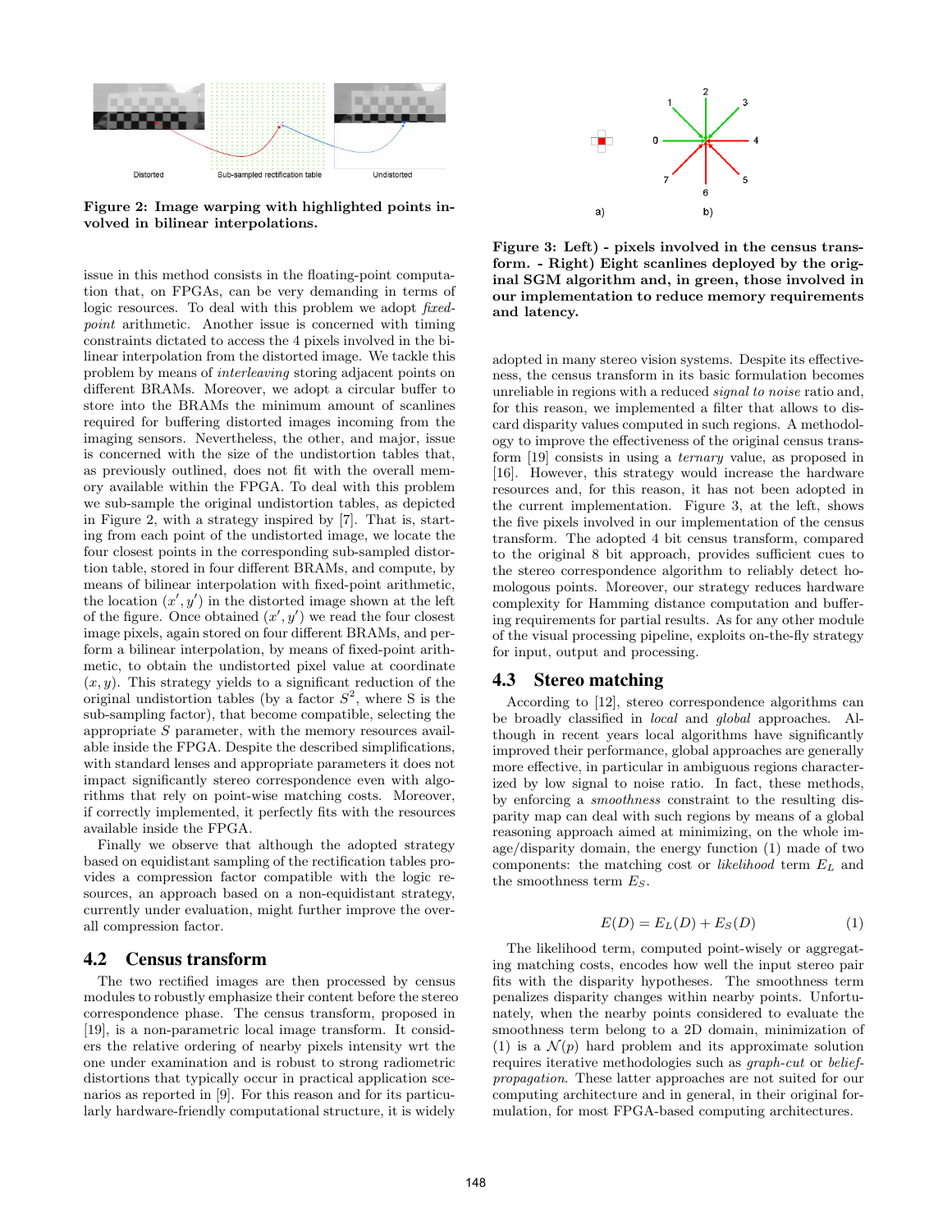Figure 2: Image warping with highlighted points involved in bilinear interpolations.

issue in this method consists in the floating-point computation that, on FPGAs, can be very demanding in terms of logic resources. To deal with this problem we adopt *fixed-point* arithmetic. Another issue is concerned with timing constraints dictated to access the 4 pixels involved in the bilinear interpolation from the distorted image. We tackle this problem by means of *interleaving* storing adjacent points on different BRAMs. Moreover, we adopt a circular buffer to store into the BRAMs the minimum amount of scanlines required for buffering distorted images incoming from the imaging sensors. Nevertheless, the other, and major, issue is concerned with the size of the undistortion tables that, as previously outlined, does not fit with the overall memory available within the FPGA. To deal with this problem we sub-sample the original undistortion tables, as depicted in Figure 2, with a strategy inspired by [7]. That is, starting from each point of the undistorted image, we locate the four closest points in the corresponding sub-sampled distortion table, stored in four different BRAMs, and compute, by means of bilinear interpolation with fixed-point arithmetic, the location $(x', y')$ in the distorted image shown at the left of the figure. Once obtained $(x', y')$ we read the four closest image pixels, again stored on four different BRAMs, and perform a bilinear interpolation, by means of fixed-point arithmetic, to obtain the undistorted pixel value at coordinate $(x, y)$. This strategy yields to a significant reduction of the original undistortion tables (by a factor $S^2$, where S is the sub-sampling factor), that become compatible, selecting the appropriate $S$ parameter, with the memory resources available inside the FPGA. Despite the described simplifications, with standard lenses and appropriate parameters it does not impact significantly stereo correspondence even with algorithms that rely on point-wise matching costs. Moreover, if correctly implemented, it perfectly fits with the resources available inside the FPGA.

Finally we observe that although the adopted strategy based on equidistant sampling of the rectification tables provides a compression factor compatible with the logic resources, an approach based on a non-equidistant strategy, currently under evaluation, might further improve the overall compression factor.

## 4.2 Census transform

The two rectified images are then processed by census modules to robustly emphasize their content before the stereo correspondence phase. The census transform, proposed in [19], is a non-parametric local image transform. It considers the relative ordering of nearby pixels intensity wrt the one under examination and is robust to strong radiometric distortions that typically occur in practical application scenarios as reported in [9]. For this reason and for its particularly hardware-friendly computational structure, it is widely adopted in many stereo vision systems. Despite its effectiveness, the census transform in its basic formulation becomes unreliable in regions with a reduced *signal to noise* ratio and, for this reason, we implemented a filter that allows to discard disparity values computed in such regions. A methodology to improve the effectiveness of the original census transform [19] consists in using a *ternary* value, as proposed in [16]. However, this strategy would increase the hardware resources and, for this reason, it has not been adopted in the current implementation. Figure 3, at the left, shows the five pixels involved in our implementation of the census transform. The adopted 4 bit census transform, compared to the original 8 bit approach, provides sufficient cues to the stereo correspondence algorithm to reliably detect homologous points. Moreover, our strategy reduces hardware complexity for Hamming distance computation and buffering requirements for partial results. As for any other module of the visual processing pipeline, exploits on-the-fly strategy for input, output and processing.

Figure 3: Left) - pixels involved in the census transform. - Right) Eight scanlines deployed by the original SGM algorithm and, in green, those involved in our implementation to reduce memory requirements and latency.

## 4.3 Stereo matching

According to [12], stereo correspondence algorithms can be broadly classified in *local* and *global* approaches. Although in recent years local algorithms have significantly improved their performance, global approaches are generally more effective, in particular in ambiguous regions characterized by low signal to noise ratio. In fact, these methods, by enforcing a *smoothness* constraint to the resulting disparity map can deal with such regions by means of a global reasoning approach aimed at minimizing, on the whole image/disparity domain, the energy function (1) made of two components: the matching cost or *likelihood* term $E_L$ and the smoothness term $E_S$.

$$E(D) = E_L(D) + E_S(D) \tag{1}$$

The likelihood term, computed point-wisely or aggregating matching costs, encodes how well the input stereo pair fits with the disparity hypotheses. The smoothness term penalizes disparity changes within nearby points. Unfortunately, when the nearby points considered to evaluate the smoothness term belong to a 2D domain, minimization of (1) is a $\mathcal{N}(p)$ hard problem and its approximate solution requires iterative methodologies such as *graph-cut* or *belief-propagation*. These latter approaches are not suited for our computing architecture and in general, in their original formulation, for most FPGA-based computing architectures.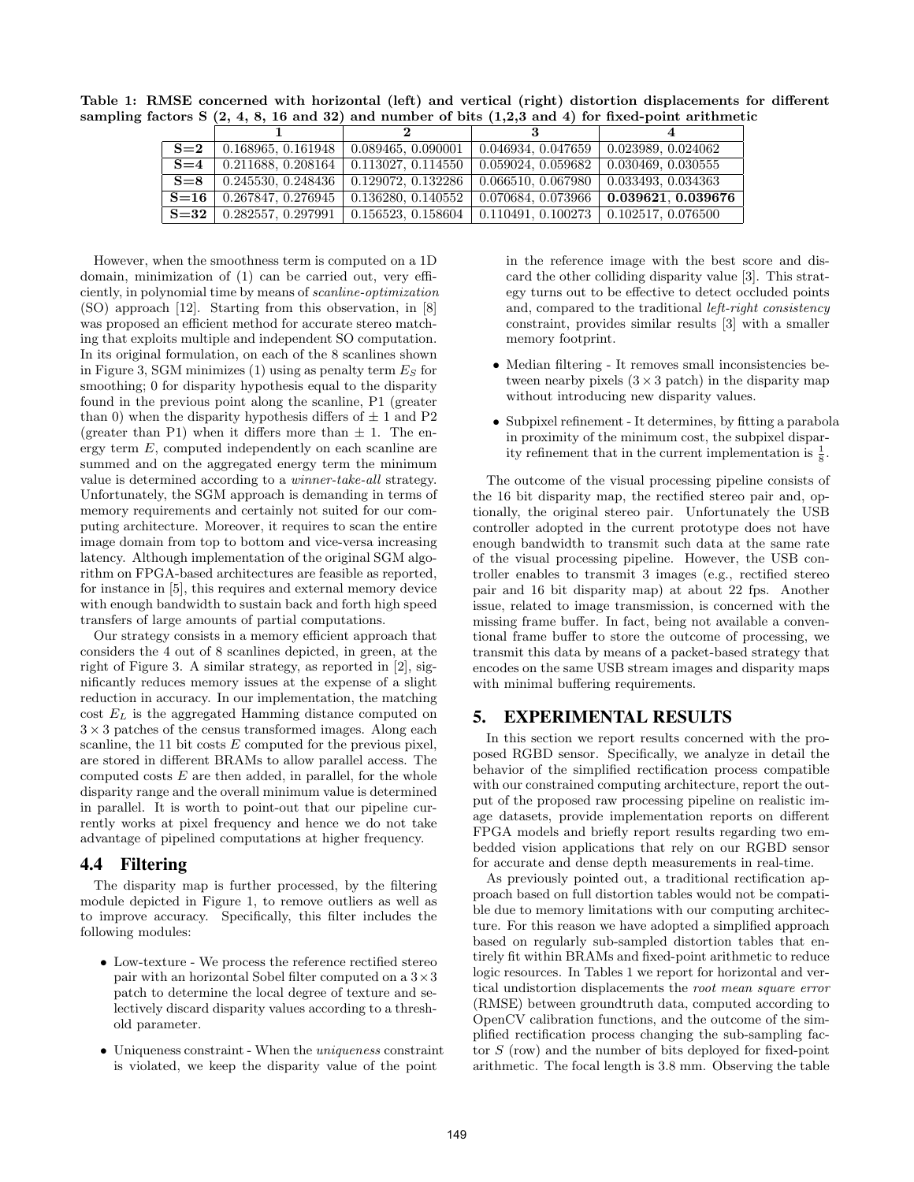**Table 1: RMSE concerned with horizontal (left) and vertical (right) distortion displacements for different sampling factors S (2, 4, 8, 16 and 32) and number of bits (1,2,3 and 4) for fixed-point arithmetic**

| | **1** | **2** | **3** | **4** |
|---|---|---|---|---|
| **S=2** | 0.168965, 0.161948 | 0.089465, 0.090001 | 0.046934, 0.047659 | 0.023989, 0.024062 |
| **S=4** | 0.211688, 0.208164 | 0.113027, 0.114550 | 0.059024, 0.059682 | 0.030469, 0.030555 |
| **S=8** | 0.245530, 0.248436 | 0.129072, 0.132286 | 0.066510, 0.067980 | 0.033493, 0.034363 |
| **S=16** | 0.267847, 0.276945 | 0.136280, 0.140552 | 0.070684, 0.073966 | **0.039621, 0.039676** |
| **S=32** | 0.282557, 0.297991 | 0.156523, 0.158604 | 0.110491, 0.100273 | 0.102517, 0.076500 |

However, when the smoothness term is computed on a 1D domain, minimization of (1) can be carried out, very efficiently, in polynomial time by means of *scanline-optimization* (SO) approach [12]. Starting from this observation, in [8] was proposed an efficient method for accurate stereo matching that exploits multiple and independent SO computation. In its original formulation, on each of the 8 scanlines shown in Figure 3, SGM minimizes (1) using as penalty term $E_S$ for smoothing; 0 for disparity hypothesis equal to the disparity found in the previous point along the scanline, P1 (greater than 0) when the disparity hypothesis differs of $\pm$ 1 and P2 (greater than P1) when it differs more than $\pm$ 1. The energy term $E$, computed independently on each scanline are summed and on the aggregated energy term the minimum value is determined according to a *winner-take-all* strategy. Unfortunately, the SGM approach is demanding in terms of memory requirements and certainly not suited for our computing architecture. Moreover, it requires to scan the entire image domain from top to bottom and vice-versa increasing latency. Although implementation of the original SGM algorithm on FPGA-based architectures are feasible as reported, for instance in [5], this requires and external memory device with enough bandwidth to sustain back and forth high speed transfers of large amounts of partial computations.

Our strategy consists in a memory efficient approach that considers the 4 out of 8 scanlines depicted, in green, at the right of Figure 3. A similar strategy, as reported in [2], significantly reduces memory issues at the expense of a slight reduction in accuracy. In our implementation, the matching cost $E_L$ is the aggregated Hamming distance computed on $3 \times 3$ patches of the census transformed images. Along each scanline, the 11 bit costs $E$ computed for the previous pixel, are stored in different BRAMs to allow parallel access. The computed costs $E$ are then added, in parallel, for the whole disparity range and the overall minimum value is determined in parallel. It is worth to point-out that our pipeline currently works at pixel frequency and hence we do not take advantage of pipelined computations at higher frequency.

### 4.4 Filtering

The disparity map is further processed, by the filtering module depicted in Figure 1, to remove outliers as well as to improve accuracy. Specifically, this filter includes the following modules:

- Low-texture - We process the reference rectified stereo pair with an horizontal Sobel filter computed on a $3 \times 3$ patch to determine the local degree of texture and selectively discard disparity values according to a threshold parameter.
- Uniqueness constraint - When the *uniqueness* constraint is violated, we keep the disparity value of the point in the reference image with the best score and discard the other colliding disparity value [3]. This strategy turns out to be effective to detect occluded points and, compared to the traditional *left-right consistency* constraint, provides similar results [3] with a smaller memory footprint.
- Median filtering - It removes small inconsistencies between nearby pixels ($3 \times 3$ patch) in the disparity map without introducing new disparity values.
- Subpixel refinement - It determines, by fitting a parabola in proximity of the minimum cost, the subpixel disparity refinement that in the current implementation is $\frac{1}{8}$.

The outcome of the visual processing pipeline consists of the 16 bit disparity map, the rectified stereo pair and, optionally, the original stereo pair. Unfortunately the USB controller adopted in the current prototype does not have enough bandwidth to transmit such data at the same rate of the visual processing pipeline. However, the USB controller enables to transmit 3 images (e.g., rectified stereo pair and 16 bit disparity map) at about 22 fps. Another issue, related to image transmission, is concerned with the missing frame buffer. In fact, being not available a conventional frame buffer to store the outcome of processing, we transmit this data by means of a packet-based strategy that encodes on the same USB stream images and disparity maps with minimal buffering requirements.

## 5. EXPERIMENTAL RESULTS

In this section we report results concerned with the proposed RGBD sensor. Specifically, we analyze in detail the behavior of the simplified rectification process compatible with our constrained computing architecture, report the output of the proposed raw processing pipeline on realistic image datasets, provide implementation reports on different FPGA models and briefly report results regarding two embedded vision applications that rely on our RGBD sensor for accurate and dense depth measurements in real-time.

As previously pointed out, a traditional rectification approach based on full distortion tables would not be compatible due to memory limitations with our computing architecture. For this reason we have adopted a simplified approach based on regularly sub-sampled distortion tables that entirely fit within BRAMs and fixed-point arithmetic to reduce logic resources. In Tables 1 we report for horizontal and vertical undistortion displacements the *root mean square error* (RMSE) between groundtruth data, computed according to OpenCV calibration functions, and the outcome of the simplified rectification process changing the sub-sampling factor $S$ (row) and the number of bits deployed for fixed-point arithmetic. The focal length is 3.8 mm. Observing the table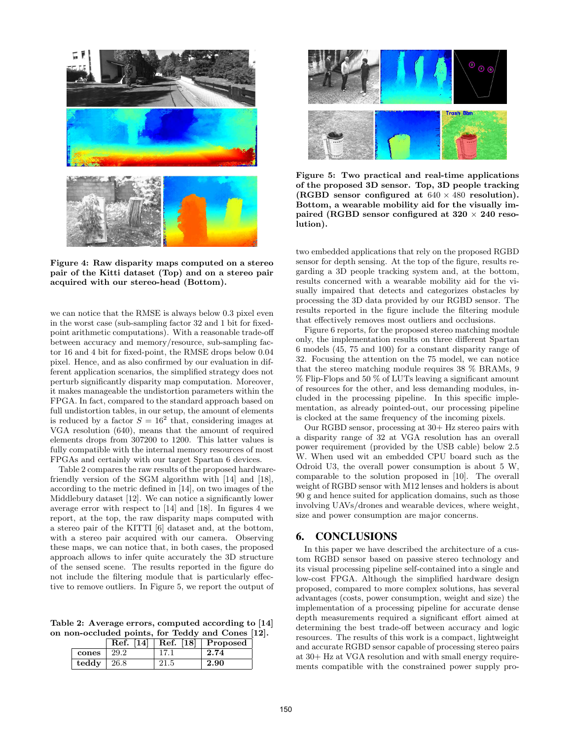Figure 4: Raw disparity maps computed on a stereo pair of the Kitti dataset (Top) and on a stereo pair acquired with our stereo-head (Bottom).

we can notice that the RMSE is always below 0.3 pixel even in the worst case (sub-sampling factor 32 and 1 bit for fixed-point arithmetic computations). With a reasonable trade-off between accuracy and memory/resource, sub-sampling factor 16 and 4 bit for fixed-point, the RMSE drops below 0.04 pixel. Hence, and as also confirmed by our evaluation in different application scenarios, the simplified strategy does not perturb significantly disparity map computation. Moreover, it makes manageable the undistortion parameters within the FPGA. In fact, compared to the standard approach based on full undistortion tables, in our setup, the amount of elements is reduced by a factor $S = 16^2$ that, considering images at VGA resolution (640), means that the amount of required elements drops from 307200 to 1200. This latter values is fully compatible with the internal memory resources of most FPGAs and certainly with our target Spartan 6 devices.

Table 2 compares the raw results of the proposed hardware-friendly version of the SGM algorithm with [14] and [18], according to the metric defined in [14], on two images of the Middlebury dataset [12]. We can notice a significantly lower average error with respect to [14] and [18]. In figures 4 we report, at the top, the raw disparity maps computed with a stereo pair of the KITTI [6] dataset and, at the bottom, with a stereo pair acquired with our camera. Observing these maps, we can notice that, in both cases, the proposed approach allows to infer quite accurately the 3D structure of the sensed scene. The results reported in the figure do not include the filtering module that is particularly effective to remove outliers. In Figure 5, we report the output of two embedded applications that rely on the proposed RGBD sensor for depth sensing. At the top of the figure, results regarding a 3D people tracking system and, at the bottom, results concerned with a wearable mobility aid for the visually impaired that detects and categorizes obstacles by processing the 3D data provided by our RGBD sensor. The results reported in the figure include the filtering module that effectively removes most outliers and occlusions.

**Table 2: Average errors, computed according to [14] on non-occluded points, for Teddy and Cones [12].**

| | Ref. [14] | Ref. [18] | Proposed |
|---|---|---|---|
| **cones** | 29.2 | 17.1 | **2.74** |
| **teddy** | 26.8 | 21.5 | **2.90** |

Figure 5: Two practical and real-time applications of the proposed 3D sensor. Top, 3D people tracking (RGBD sensor configured at $640 \times 480$ resolution). Bottom, a wearable mobility aid for the visually impaired (RGBD sensor configured at $320 \times 240$ resolution).

Figure 6 reports, for the proposed stereo matching module only, the implementation results on three different Spartan 6 models (45, 75 and 100) for a constant disparity range of 32. Focusing the attention on the 75 model, we can notice that the stereo matching module requires 38 % BRAMs, 9 % Flip-Flops and 50 % of LUTs leaving a significant amount of resources for the other, and less demanding modules, included in the processing pipeline. In this specific implementation, as already pointed-out, our processing pipeline is clocked at the same frequency of the incoming pixels.

Our RGBD sensor, processing at 30+ Hz stereo pairs with a disparity range of 32 at VGA resolution has an overall power requirement (provided by the USB cable) below 2.5 W. When used wit an embedded CPU board such as the Odroid U3, the overall power consumption is about 5 W, comparable to the solution proposed in [10]. The overall weight of RGBD sensor with M12 lenses and holders is about 90 g and hence suited for application domains, such as those involving UAVs/drones and wearable devices, where weight, size and power consumption are major concerns.

## 6. CONCLUSIONS

In this paper we have described the architecture of a custom RGBD sensor based on passive stereo technology and its visual processing pipeline self-contained into a single and low-cost FPGA. Although the simplified hardware design proposed, compared to more complex solutions, has several advantages (costs, power consumption, weight and size) the implementation of a processing pipeline for accurate dense depth measurements required a significant effort aimed at determining the best trade-off between accuracy and logic resources. The results of this work is a compact, lightweight and accurate RGBD sensor capable of processing stereo pairs at 30+ Hz at VGA resolution and with small energy requirements compatible with the constrained power supply pro-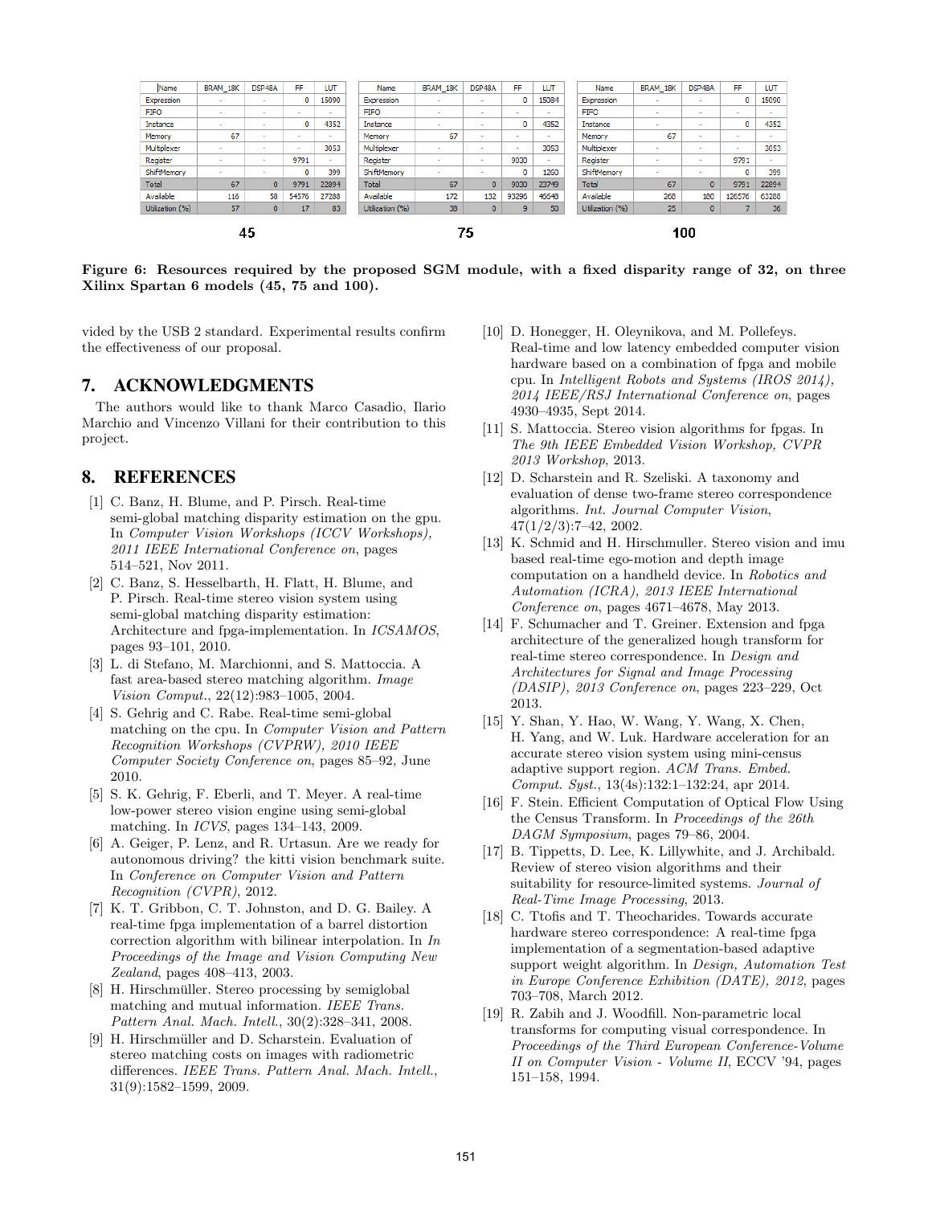| Name | BRAM_18K | DSP48A | FF | LUT |
|---|---|---|---|---|
| Expression | - | - | 0 | 15090 |
| FIFO | - | - | - | - |
| Instance | - | - | 0 | 4352 |
| Memory | 67 | - | - | - |
| Multiplexer | - | - | - | 3053 |
| Register | - | - | 9791 | - |
| ShiftMemory | - | - | 0 | 399 |
| Total | 67 | 0 | 9791 | 22894 |
| Available | 116 | 58 | 54576 | 27288 |
| Utilization (%) | 57 | 0 | 17 | 83 |

45

| Name | BRAM_18K | DSP48A | FF | LUT |
|---|---|---|---|---|
| Expression | - | - | 0 | 15084 |
| FIFO | - | - | - | - |
| Instance | - | - | 0 | 4352 |
| Memory | 67 | - | - | - |
| Multiplexer | - | - | - | 3053 |
| Register | - | - | 9030 | - |
| ShiftMemory | - | - | 0 | 1260 |
| Total | 67 | 0 | 9030 | 23749 |
| Available | 172 | 132 | 93296 | 46648 |
| Utilization (%) | 38 | 0 | 9 | 50 |

75

| Name | BRAM_18K | DSP48A | FF | LUT |
|---|---|---|---|---|
| Expression | - | - | 0 | 15090 |
| FIFO | - | - | - | - |
| Instance | - | - | 0 | 4352 |
| Memory | 67 | - | - | - |
| Multiplexer | - | - | - | 3053 |
| Register | - | - | 9791 | - |
| ShiftMemory | - | - | 0 | 399 |
| Total | 67 | 0 | 9791 | 22894 |
| Available | 268 | 180 | 126576 | 63288 |
| Utilization (%) | 25 | 0 | 7 | 36 |

100

**Figure 6: Resources required by the proposed SGM module, with a fixed disparity range of 32, on three Xilinx Spartan 6 models (45, 75 and 100).**

vided by the USB 2 standard. Experimental results confirm the effectiveness of our proposal.

## 7. ACKNOWLEDGMENTS

The authors would like to thank Marco Casadio, Ilario Marchio and Vincenzo Villani for their contribution to this project.

## 8. REFERENCES

[1] C. Banz, H. Blume, and P. Pirsch. Real-time semi-global matching disparity estimation on the gpu. In *Computer Vision Workshops (ICCV Workshops), 2011 IEEE International Conference on*, pages 514–521, Nov 2011.

[2] C. Banz, S. Hesselbarth, H. Flatt, H. Blume, and P. Pirsch. Real-time stereo vision system using semi-global matching disparity estimation: Architecture and fpga-implementation. In *ICSAMOS*, pages 93–101, 2010.

[3] L. di Stefano, M. Marchionni, and S. Mattoccia. A fast area-based stereo matching algorithm. *Image Vision Comput.*, 22(12):983–1005, 2004.

[4] S. Gehrig and C. Rabe. Real-time semi-global matching on the cpu. In *Computer Vision and Pattern Recognition Workshops (CVPRW), 2010 IEEE Computer Society Conference on*, pages 85–92, June 2010.

[5] S. K. Gehrig, F. Eberli, and T. Meyer. A real-time low-power stereo vision engine using semi-global matching. In *ICVS*, pages 134–143, 2009.

[6] A. Geiger, P. Lenz, and R. Urtasun. Are we ready for autonomous driving? the kitti vision benchmark suite. In *Conference on Computer Vision and Pattern Recognition (CVPR)*, 2012.

[7] K. T. Gribbon, C. T. Johnston, and D. G. Bailey. A real-time fpga implementation of a barrel distortion correction algorithm with bilinear interpolation. In *In Proceedings of the Image and Vision Computing New Zealand*, pages 408–413, 2003.

[8] H. Hirschmüller. Stereo processing by semiglobal matching and mutual information. *IEEE Trans. Pattern Anal. Mach. Intell.*, 30(2):328–341, 2008.

[9] H. Hirschmüller and D. Scharstein. Evaluation of stereo matching costs on images with radiometric differences. *IEEE Trans. Pattern Anal. Mach. Intell.*, 31(9):1582–1599, 2009.

[10] D. Honegger, H. Oleynikova, and M. Pollefeys. Real-time and low latency embedded computer vision hardware based on a combination of fpga and mobile cpu. In *Intelligent Robots and Systems (IROS 2014), 2014 IEEE/RSJ International Conference on*, pages 4930–4935, Sept 2014.

[11] S. Mattoccia. Stereo vision algorithms for fpgas. In *The 9th IEEE Embedded Vision Workshop, CVPR 2013 Workshop*, 2013.

[12] D. Scharstein and R. Szeliski. A taxonomy and evaluation of dense two-frame stereo correspondence algorithms. *Int. Journal Computer Vision*, 47(1/2/3):7–42, 2002.

[13] K. Schmid and H. Hirschmuller. Stereo vision and imu based real-time ego-motion and depth image computation on a handheld device. In *Robotics and Automation (ICRA), 2013 IEEE International Conference on*, pages 4671–4678, May 2013.

[14] F. Schumacher and T. Greiner. Extension and fpga architecture of the generalized hough transform for real-time stereo correspondence. In *Design and Architectures for Signal and Image Processing (DASIP), 2013 Conference on*, pages 223–229, Oct 2013.

[15] Y. Shan, Y. Hao, W. Wang, Y. Wang, X. Chen, H. Yang, and W. Luk. Hardware acceleration for an accurate stereo vision system using mini-census adaptive support region. *ACM Trans. Embed. Comput. Syst.*, 13(4s):132:1–132:24, apr 2014.

[16] F. Stein. Efficient Computation of Optical Flow Using the Census Transform. In *Proceedings of the 26th DAGM Symposium*, pages 79–86, 2004.

[17] B. Tippetts, D. Lee, K. Lillywhite, and J. Archibald. Review of stereo vision algorithms and their suitability for resource-limited systems. *Journal of Real-Time Image Processing*, 2013.

[18] C. Ttofis and T. Theocharides. Towards accurate hardware stereo correspondence: A real-time fpga implementation of a segmentation-based adaptive support weight algorithm. In *Design, Automation Test in Europe Conference Exhibition (DATE), 2012*, pages 703–708, March 2012.

[19] R. Zabih and J. Woodfill. Non-parametric local transforms for computing visual correspondence. In *Proceedings of the Third European Conference-Volume II on Computer Vision - Volume II*, ECCV '94, pages 151–158, 1994.